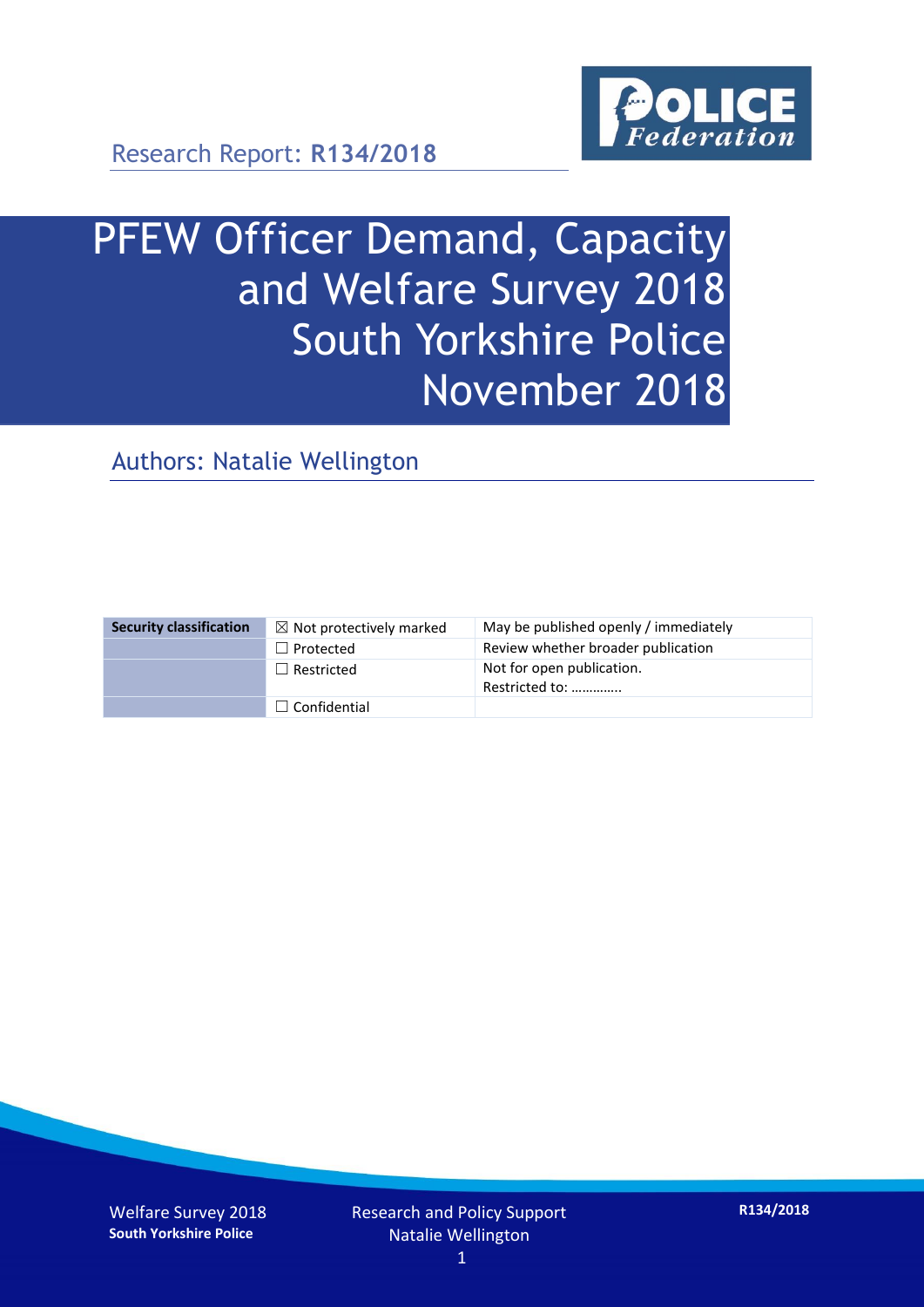Research Report: **R134/2018**

# PFEW Officer Demand, Capacity and Welfare Survey 2018 South Yorkshire Police November 2018

## Authors: Natalie Wellington

| Security classification | ☒ Not protectively marked | May be published openly / immediately |
|---|---|---|
| | ☐ Protected | Review whether broader publication |
| | ☐ Restricted | Not for open publication. Restricted to: ………….. |
| | ☐ Confidential | |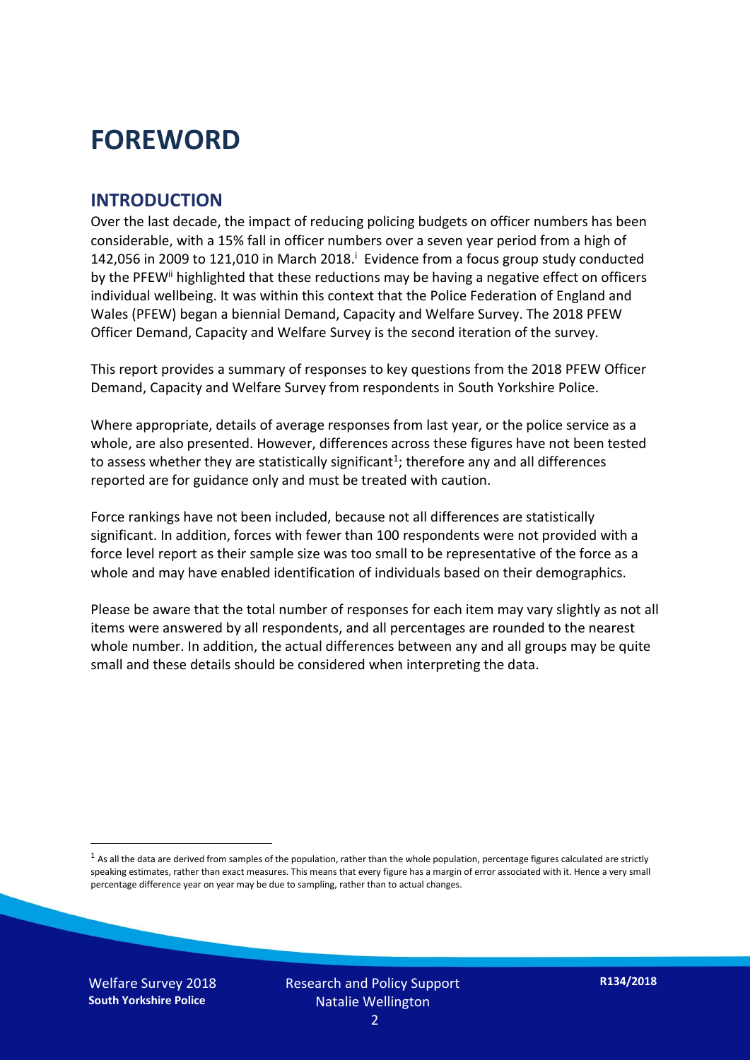# FOREWORD

## INTRODUCTION

Over the last decade, the impact of reducing policing budgets on officer numbers has been considerable, with a 15% fall in officer numbers over a seven year period from a high of 142,056 in 2009 to 121,010 in March 2018.[i] Evidence from a focus group study conducted by the PFEW[ii] highlighted that these reductions may be having a negative effect on officers individual wellbeing. It was within this context that the Police Federation of England and Wales (PFEW) began a biennial Demand, Capacity and Welfare Survey. The 2018 PFEW Officer Demand, Capacity and Welfare Survey is the second iteration of the survey.

This report provides a summary of responses to key questions from the 2018 PFEW Officer Demand, Capacity and Welfare Survey from respondents in South Yorkshire Police.

Where appropriate, details of average responses from last year, or the police service as a whole, are also presented. However, differences across these figures have not been tested to assess whether they are statistically significant[1]; therefore any and all differences reported are for guidance only and must be treated with caution.

Force rankings have not been included, because not all differences are statistically significant. In addition, forces with fewer than 100 respondents were not provided with a force level report as their sample size was too small to be representative of the force as a whole and may have enabled identification of individuals based on their demographics.

Please be aware that the total number of responses for each item may vary slightly as not all items were answered by all respondents, and all percentages are rounded to the nearest whole number. In addition, the actual differences between any and all groups may be quite small and these details should be considered when interpreting the data.

[1] As all the data are derived from samples of the population, rather than the whole population, percentage figures calculated are strictly speaking estimates, rather than exact measures. This means that every figure has a margin of error associated with it. Hence a very small percentage difference year on year may be due to sampling, rather than to actual changes.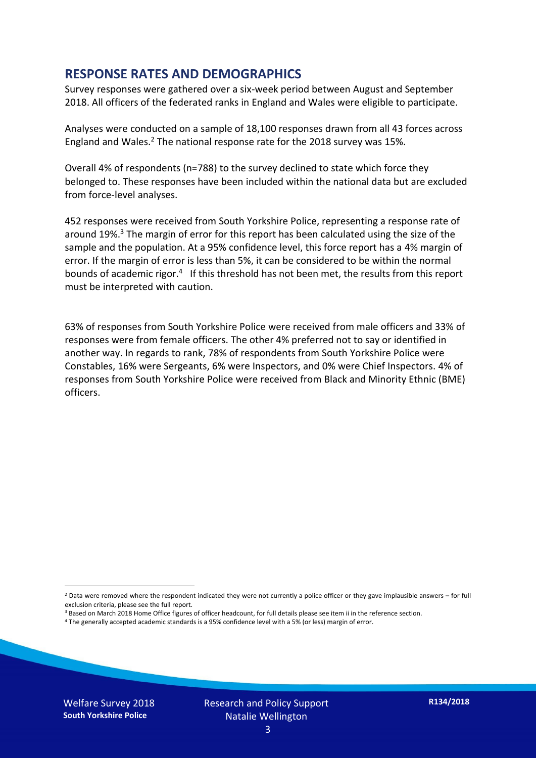## RESPONSE RATES AND DEMOGRAPHICS

Survey responses were gathered over a six-week period between August and September 2018. All officers of the federated ranks in England and Wales were eligible to participate.

Analyses were conducted on a sample of 18,100 responses drawn from all 43 forces across England and Wales.[2] The national response rate for the 2018 survey was 15%.

Overall 4% of respondents (n=788) to the survey declined to state which force they belonged to. These responses have been included within the national data but are excluded from force-level analyses.

452 responses were received from South Yorkshire Police, representing a response rate of around 19%.[3] The margin of error for this report has been calculated using the size of the sample and the population. At a 95% confidence level, this force report has a 4% margin of error. If the margin of error is less than 5%, it can be considered to be within the normal bounds of academic rigor.[4] If this threshold has not been met, the results from this report must be interpreted with caution.

63% of responses from South Yorkshire Police were received from male officers and 33% of responses were from female officers. The other 4% preferred not to say or identified in another way. In regards to rank, 78% of respondents from South Yorkshire Police were Constables, 16% were Sergeants, 6% were Inspectors, and 0% were Chief Inspectors. 4% of responses from South Yorkshire Police were received from Black and Minority Ethnic (BME) officers.

[2] Data were removed where the respondent indicated they were not currently a police officer or they gave implausible answers – for full exclusion criteria, please see the full report.

[3] Based on March 2018 Home Office figures of officer headcount, for full details please see item ii in the reference section.

[4] The generally accepted academic standards is a 95% confidence level with a 5% (or less) margin of error.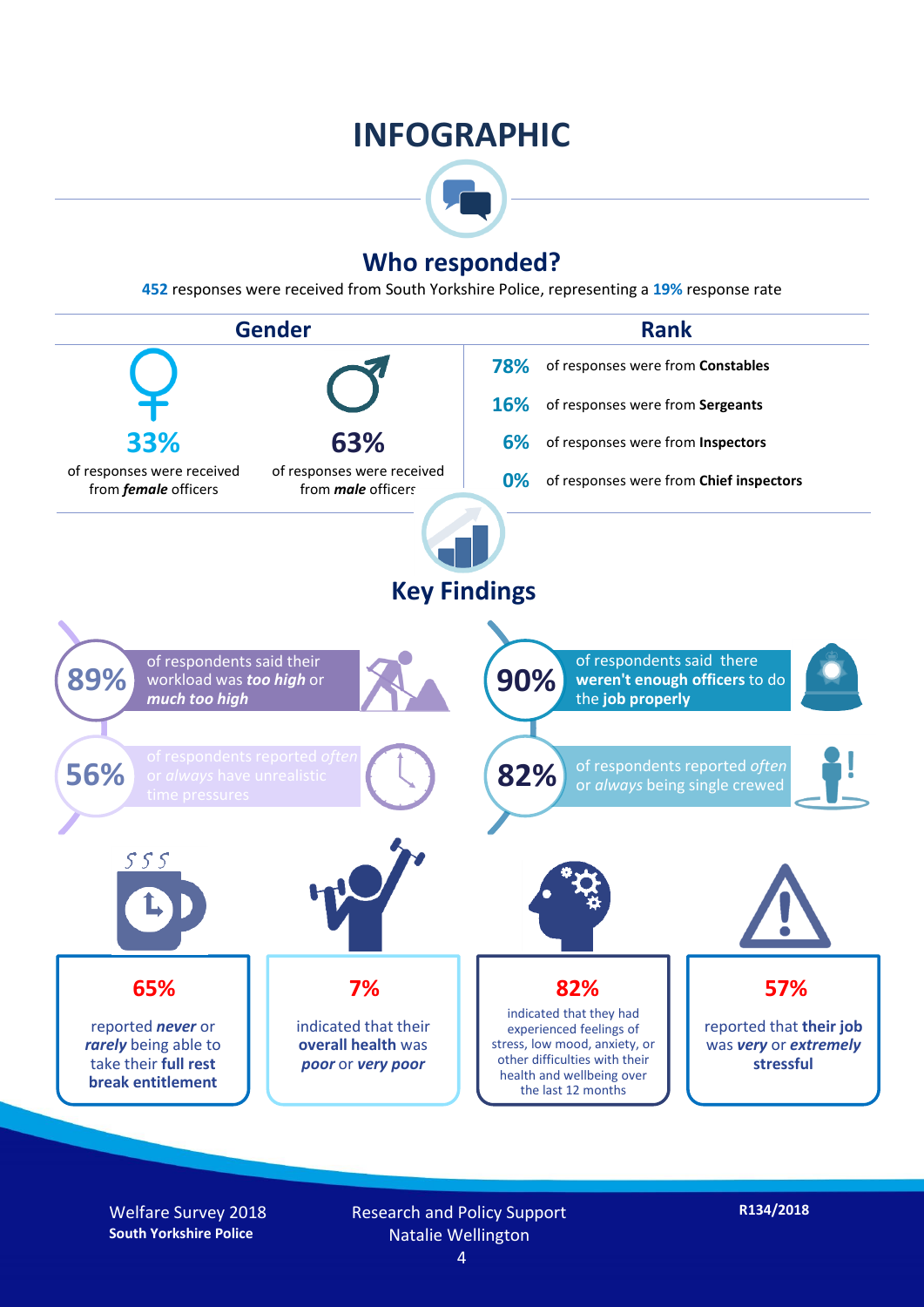# INFOGRAPHIC

## Who responded?

**452** responses were received from South Yorkshire Police, representing a **19%** response rate

### Gender

**33%** of responses were received from ***female*** officers

**63%** of responses were received from ***male*** officers

### Rank

**78%** of responses were from **Constables**

**16%** of responses were from **Sergeants**

**6%** of responses were from **Inspectors**

**0%** of responses were from **Chief inspectors**

## Key Findings

**89%** of respondents said their workload was ***too high*** or ***much too high***

**90%** of respondents said there **weren't enough officers** to do the **job properly**

**56%** of respondents reported *often* or *always* have unrealistic time pressures

**82%** of respondents reported *often* or *always* being single crewed

**65%** reported ***never*** or ***rarely*** being able to take their **full rest break entitlement**

**7%** indicated that their **overall health** was ***poor*** or ***very poor***

**82%** indicated that they had experienced feelings of stress, low mood, anxiety, or other difficulties with their health and wellbeing over the last 12 months

**57%** reported that **their job** was ***very*** or ***extremely*** **stressful**

Welfare Survey 2018
**South Yorkshire Police**

Research and Policy Support
Natalie Wellington

**R134/2018**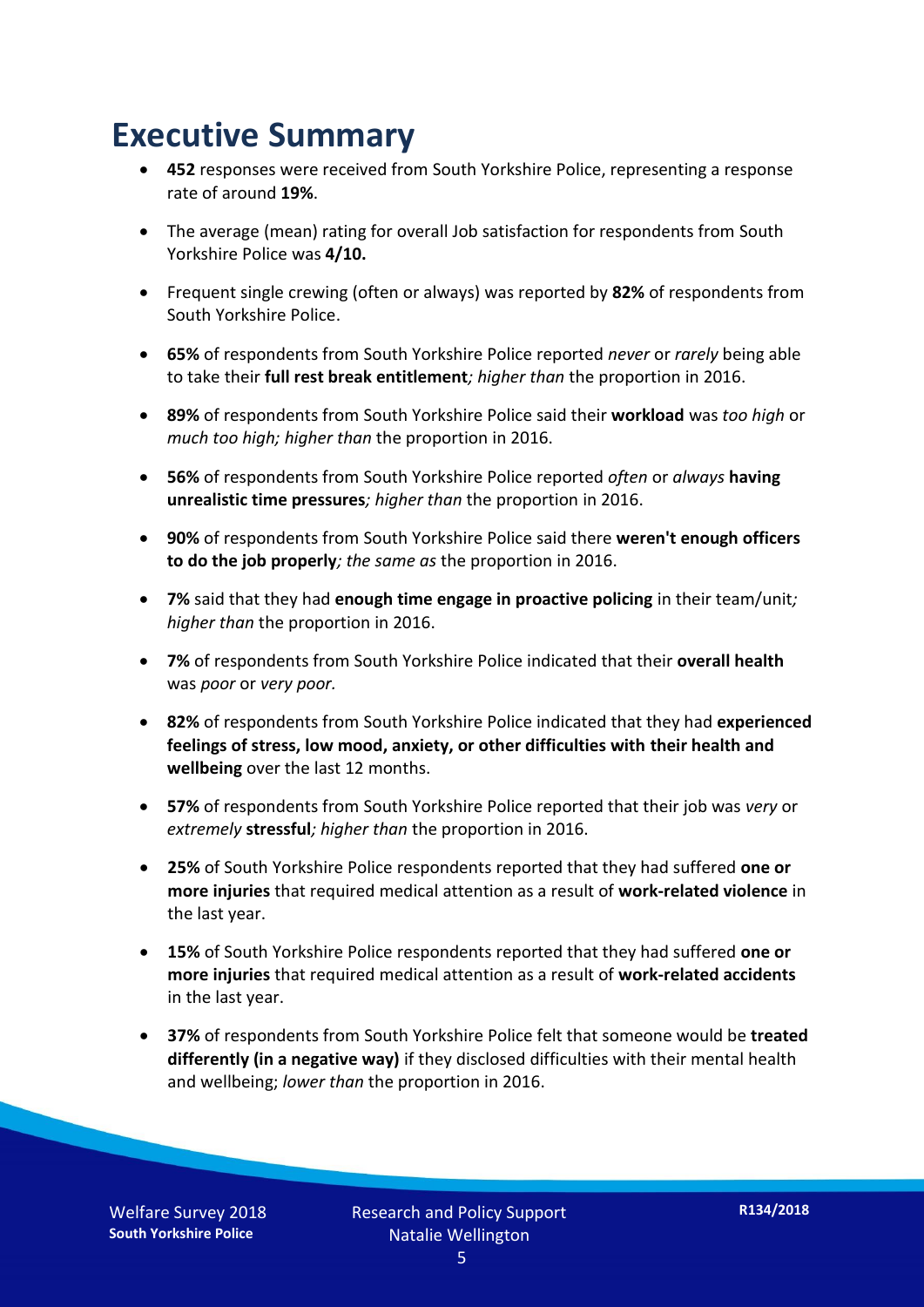# Executive Summary

- **452** responses were received from South Yorkshire Police, representing a response rate of around **19%**.
- The average (mean) rating for overall Job satisfaction for respondents from South Yorkshire Police was **4/10.**
- Frequent single crewing (often or always) was reported by **82%** of respondents from South Yorkshire Police.
- **65%** of respondents from South Yorkshire Police reported *never* or *rarely* being able to take their **full rest break entitlement***; higher than* the proportion in 2016.
- **89%** of respondents from South Yorkshire Police said their **workload** was *too high* or *much too high; higher than* the proportion in 2016.
- **56%** of respondents from South Yorkshire Police reported *often* or *always* **having unrealistic time pressures***; higher than* the proportion in 2016.
- **90%** of respondents from South Yorkshire Police said there **weren't enough officers to do the job properly***; the same as* the proportion in 2016.
- **7%** said that they had **enough time engage in proactive policing** in their team/unit*; higher than* the proportion in 2016.
- **7%** of respondents from South Yorkshire Police indicated that their **overall health** was *poor* or *very poor.*
- **82%** of respondents from South Yorkshire Police indicated that they had **experienced feelings of stress, low mood, anxiety, or other difficulties with their health and wellbeing** over the last 12 months.
- **57%** of respondents from South Yorkshire Police reported that their job was *very* or *extremely* **stressful***; higher than* the proportion in 2016.
- **25%** of South Yorkshire Police respondents reported that they had suffered **one or more injuries** that required medical attention as a result of **work-related violence** in the last year.
- **15%** of South Yorkshire Police respondents reported that they had suffered **one or more injuries** that required medical attention as a result of **work-related accidents** in the last year.
- **37%** of respondents from South Yorkshire Police felt that someone would be **treated differently (in a negative way)** if they disclosed difficulties with their mental health and wellbeing; *lower than* the proportion in 2016.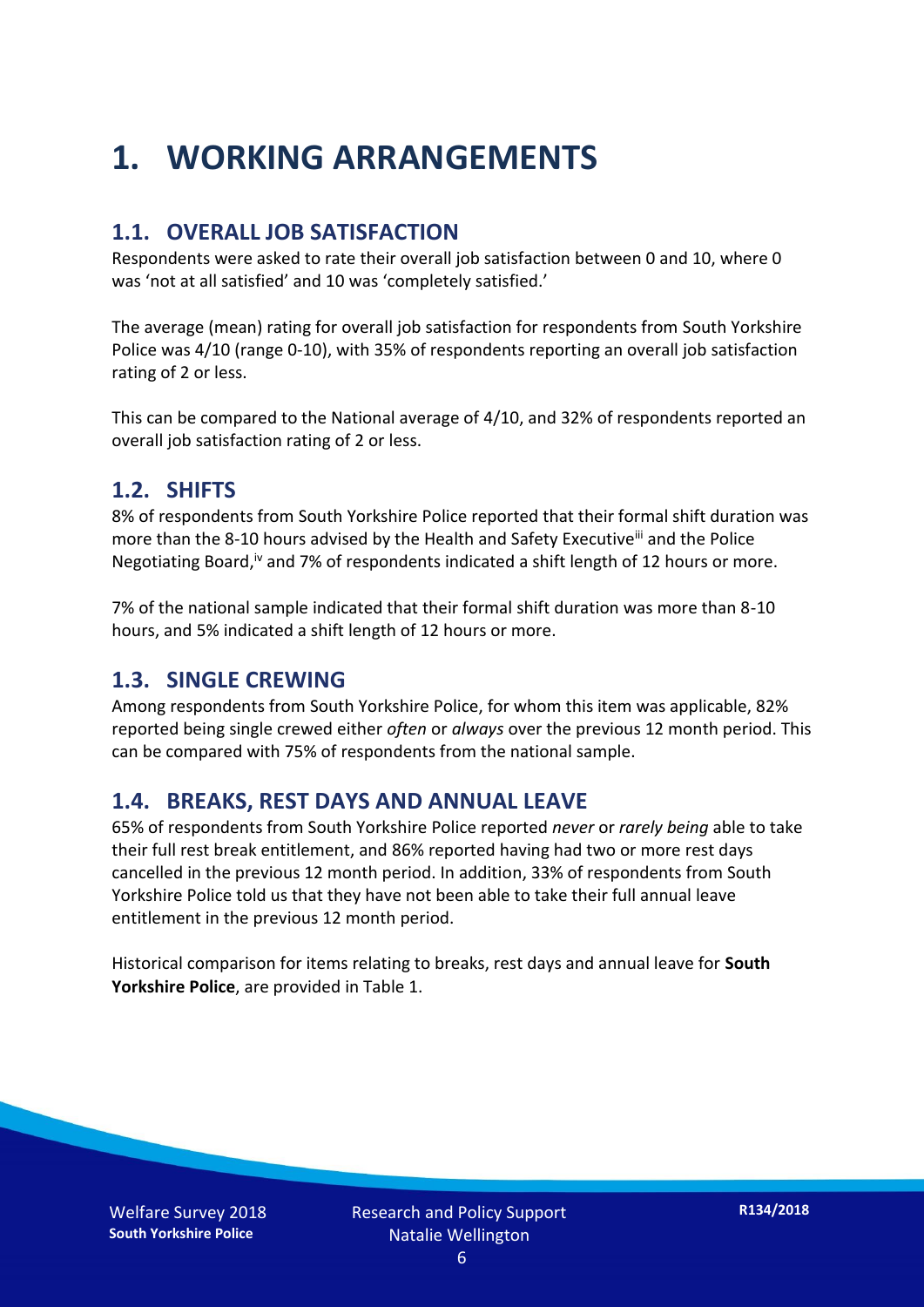# 1. WORKING ARRANGEMENTS

## 1.1. OVERALL JOB SATISFACTION

Respondents were asked to rate their overall job satisfaction between 0 and 10, where 0 was 'not at all satisfied' and 10 was 'completely satisfied.'

The average (mean) rating for overall job satisfaction for respondents from South Yorkshire Police was 4/10 (range 0-10), with 35% of respondents reporting an overall job satisfaction rating of 2 or less.

This can be compared to the National average of 4/10, and 32% of respondents reported an overall job satisfaction rating of 2 or less.

## 1.2. SHIFTS

8% of respondents from South Yorkshire Police reported that their formal shift duration was more than the 8-10 hours advised by the Health and Safety Executive[iii] and the Police Negotiating Board,[iv] and 7% of respondents indicated a shift length of 12 hours or more.

7% of the national sample indicated that their formal shift duration was more than 8-10 hours, and 5% indicated a shift length of 12 hours or more.

## 1.3. SINGLE CREWING

Among respondents from South Yorkshire Police, for whom this item was applicable, 82% reported being single crewed either *often* or *always* over the previous 12 month period. This can be compared with 75% of respondents from the national sample.

## 1.4. BREAKS, REST DAYS AND ANNUAL LEAVE

65% of respondents from South Yorkshire Police reported *never* or *rarely being* able to take their full rest break entitlement, and 86% reported having had two or more rest days cancelled in the previous 12 month period. In addition, 33% of respondents from South Yorkshire Police told us that they have not been able to take their full annual leave entitlement in the previous 12 month period.

Historical comparison for items relating to breaks, rest days and annual leave for **South Yorkshire Police**, are provided in Table 1.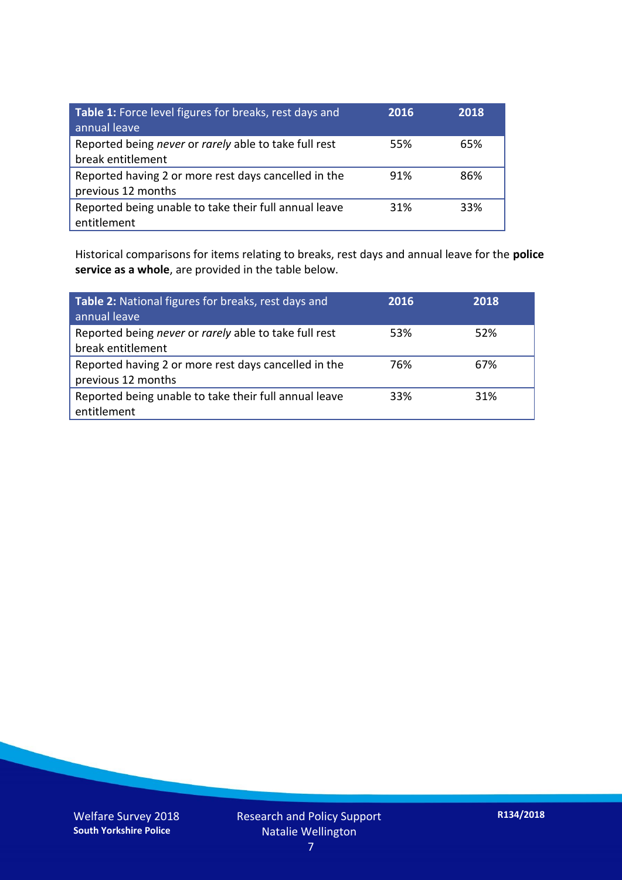| **Table 1:** Force level figures for breaks, rest days and annual leave | **2016** | **2018** |
|---|---|---|
| Reported being *never* or *rarely* able to take full rest break entitlement | 55% | 65% |
| Reported having 2 or more rest days cancelled in the previous 12 months | 91% | 86% |
| Reported being unable to take their full annual leave entitlement | 31% | 33% |

Historical comparisons for items relating to breaks, rest days and annual leave for the **police service as a whole**, are provided in the table below.

| **Table 2:** National figures for breaks, rest days and annual leave | **2016** | **2018** |
|---|---|---|
| Reported being *never* or *rarely* able to take full rest break entitlement | 53% | 52% |
| Reported having 2 or more rest days cancelled in the previous 12 months | 76% | 67% |
| Reported being unable to take their full annual leave entitlement | 33% | 31% |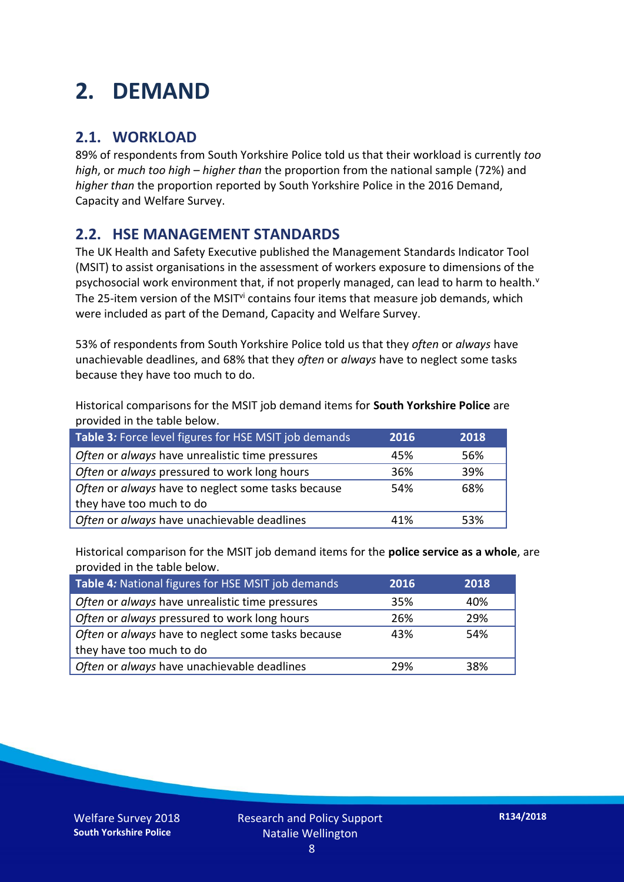# 2. DEMAND

## 2.1. WORKLOAD

89% of respondents from South Yorkshire Police told us that their workload is currently *too high*, or *much too high* – *higher than* the proportion from the national sample (72%) and *higher than* the proportion reported by South Yorkshire Police in the 2016 Demand, Capacity and Welfare Survey.

## 2.2. HSE MANAGEMENT STANDARDS

The UK Health and Safety Executive published the Management Standards Indicator Tool (MSIT) to assist organisations in the assessment of workers exposure to dimensions of the psychosocial work environment that, if not properly managed, can lead to harm to health.[v] The 25-item version of the MSIT[vi] contains four items that measure job demands, which were included as part of the Demand, Capacity and Welfare Survey.

53% of respondents from South Yorkshire Police told us that they *often* or *always* have unachievable deadlines, and 68% that they *often* or *always* have to neglect some tasks because they have too much to do.

Historical comparisons for the MSIT job demand items for **South Yorkshire Police** are provided in the table below.

| Table 3: Force level figures for HSE MSIT job demands | 2016 | 2018 |
|---|---|---|
| *Often* or *always* have unrealistic time pressures | 45% | 56% |
| *Often* or *always* pressured to work long hours | 36% | 39% |
| *Often* or *always* have to neglect some tasks because they have too much to do | 54% | 68% |
| *Often* or *always* have unachievable deadlines | 41% | 53% |

Historical comparison for the MSIT job demand items for the **police service as a whole**, are provided in the table below.

| Table 4: National figures for HSE MSIT job demands | 2016 | 2018 |
|---|---|---|
| *Often* or *always* have unrealistic time pressures | 35% | 40% |
| *Often* or *always* pressured to work long hours | 26% | 29% |
| *Often* or *always* have to neglect some tasks because they have too much to do | 43% | 54% |
| *Often* or *always* have unachievable deadlines | 29% | 38% |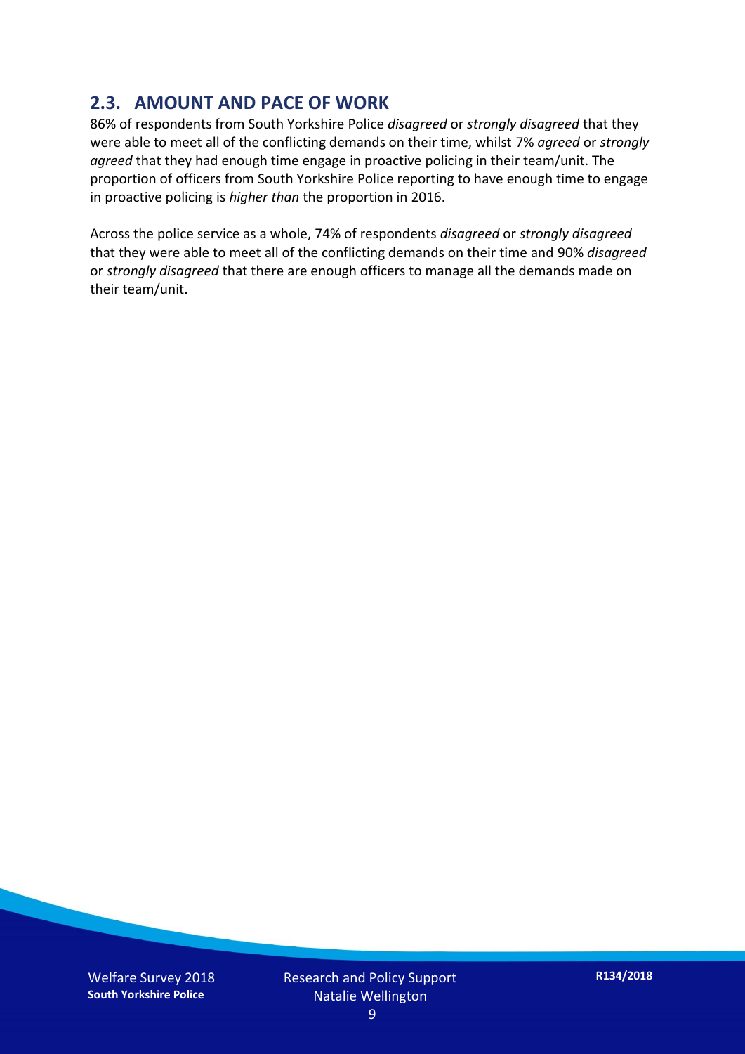## 2.3. AMOUNT AND PACE OF WORK

86% of respondents from South Yorkshire Police *disagreed* or *strongly disagreed* that they were able to meet all of the conflicting demands on their time, whilst 7% *agreed* or *strongly agreed* that they had enough time engage in proactive policing in their team/unit. The proportion of officers from South Yorkshire Police reporting to have enough time to engage in proactive policing is *higher than* the proportion in 2016.

Across the police service as a whole, 74% of respondents *disagreed* or *strongly disagreed* that they were able to meet all of the conflicting demands on their time and 90% *disagreed* or *strongly disagreed* that there are enough officers to manage all the demands made on their team/unit.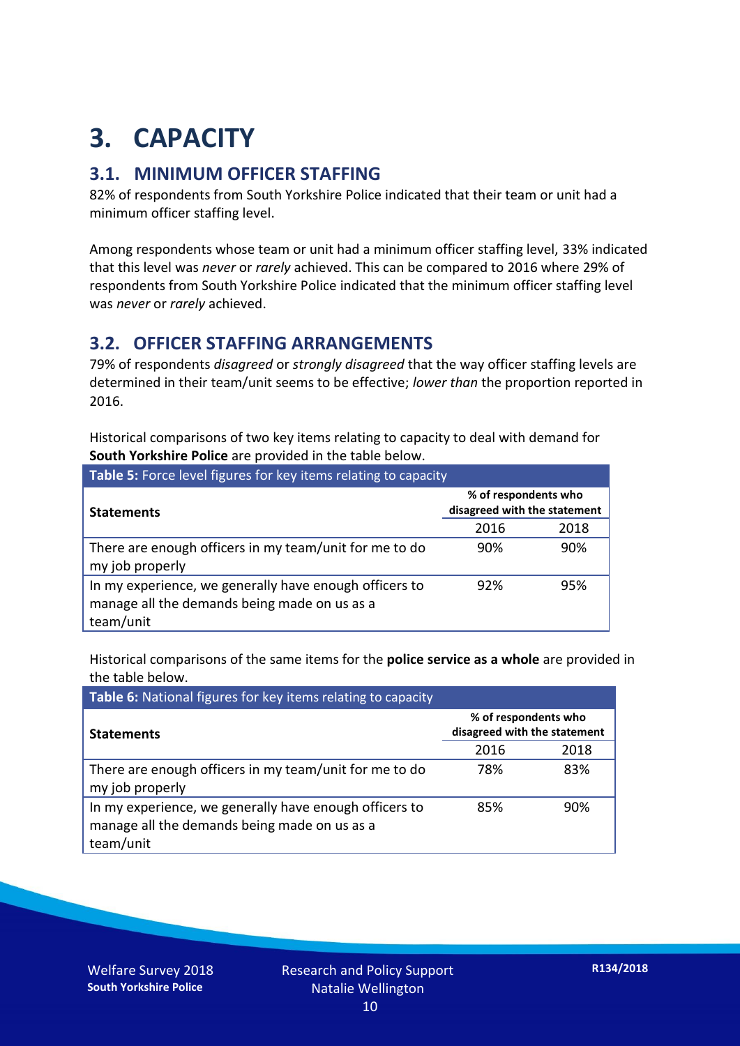# 3. CAPACITY

## 3.1. MINIMUM OFFICER STAFFING

82% of respondents from South Yorkshire Police indicated that their team or unit had a minimum officer staffing level.

Among respondents whose team or unit had a minimum officer staffing level, 33% indicated that this level was *never* or *rarely* achieved. This can be compared to 2016 where 29% of respondents from South Yorkshire Police indicated that the minimum officer staffing level was *never* or *rarely* achieved.

## 3.2. OFFICER STAFFING ARRANGEMENTS

79% of respondents *disagreed* or *strongly disagreed* that the way officer staffing levels are determined in their team/unit seems to be effective; *lower than* the proportion reported in 2016.

Historical comparisons of two key items relating to capacity to deal with demand for **South Yorkshire Police** are provided in the table below.

**Table 5:** Force level figures for key items relating to capacity

| Statements | % of respondents who disagreed with the statement | |
|---|---|---|
| | 2016 | 2018 |
| There are enough officers in my team/unit for me to do my job properly | 90% | 90% |
| In my experience, we generally have enough officers to manage all the demands being made on us as a team/unit | 92% | 95% |

Historical comparisons of the same items for the **police service as a whole** are provided in the table below.

**Table 6:** National figures for key items relating to capacity

| Statements | % of respondents who disagreed with the statement | |
|---|---|---|
| | 2016 | 2018 |
| There are enough officers in my team/unit for me to do my job properly | 78% | 83% |
| In my experience, we generally have enough officers to manage all the demands being made on us as a team/unit | 85% | 90% |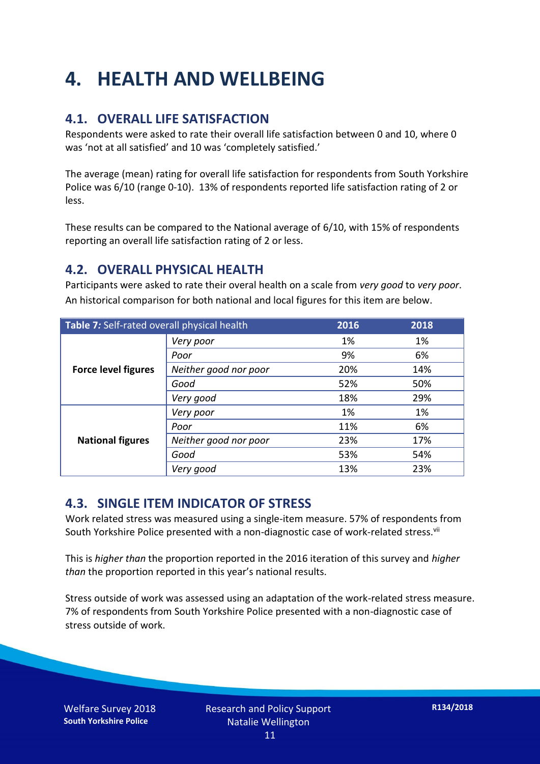# 4. HEALTH AND WELLBEING

## 4.1. OVERALL LIFE SATISFACTION

Respondents were asked to rate their overall life satisfaction between 0 and 10, where 0 was 'not at all satisfied' and 10 was 'completely satisfied.'

The average (mean) rating for overall life satisfaction for respondents from South Yorkshire Police was 6/10 (range 0-10). 13% of respondents reported life satisfaction rating of 2 or less.

These results can be compared to the National average of 6/10, with 15% of respondents reporting an overall life satisfaction rating of 2 or less.

## 4.2. OVERALL PHYSICAL HEALTH

Participants were asked to rate their overal health on a scale from *very good* to *very poor*. An historical comparison for both national and local figures for this item are below.

| **Table 7:** Self-rated overall physical health | | 2016 | 2018 |
|---|---|---|---|
| **Force level figures** | *Very poor* | 1% | 1% |
| | *Poor* | 9% | 6% |
| | *Neither good nor poor* | 20% | 14% |
| | *Good* | 52% | 50% |
| | *Very good* | 18% | 29% |
| **National figures** | *Very poor* | 1% | 1% |
| | *Poor* | 11% | 6% |
| | *Neither good nor poor* | 23% | 17% |
| | *Good* | 53% | 54% |
| | *Very good* | 13% | 23% |

## 4.3. SINGLE ITEM INDICATOR OF STRESS

Work related stress was measured using a single-item measure. 57% of respondents from South Yorkshire Police presented with a non-diagnostic case of work-related stress.[vii]

This is *higher than* the proportion reported in the 2016 iteration of this survey and *higher than* the proportion reported in this year's national results.

Stress outside of work was assessed using an adaptation of the work-related stress measure. 7% of respondents from South Yorkshire Police presented with a non-diagnostic case of stress outside of work.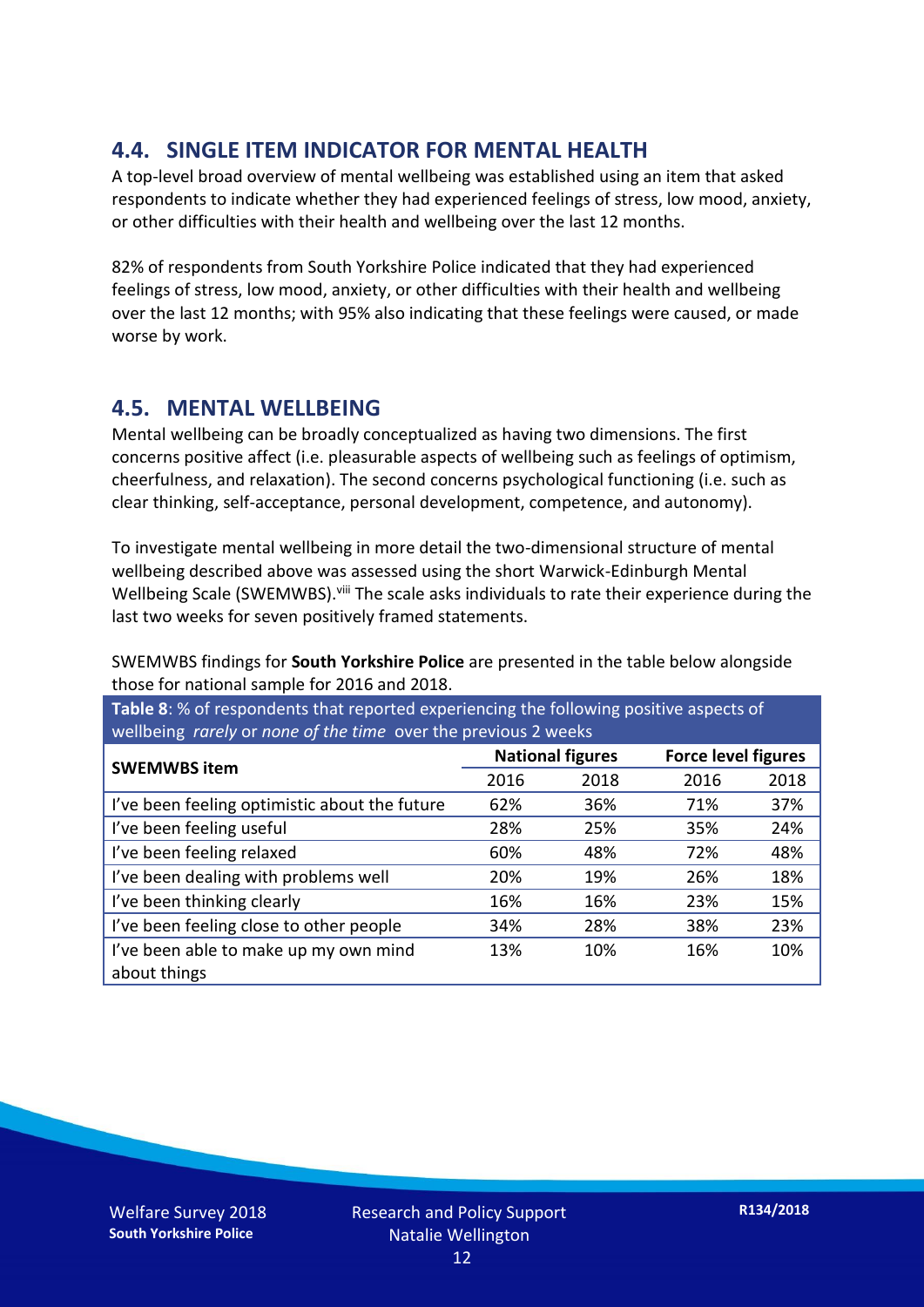## 4.4. SINGLE ITEM INDICATOR FOR MENTAL HEALTH

A top-level broad overview of mental wellbeing was established using an item that asked respondents to indicate whether they had experienced feelings of stress, low mood, anxiety, or other difficulties with their health and wellbeing over the last 12 months.

82% of respondents from South Yorkshire Police indicated that they had experienced feelings of stress, low mood, anxiety, or other difficulties with their health and wellbeing over the last 12 months; with 95% also indicating that these feelings were caused, or made worse by work.

## 4.5. MENTAL WELLBEING

Mental wellbeing can be broadly conceptualized as having two dimensions. The first concerns positive affect (i.e. pleasurable aspects of wellbeing such as feelings of optimism, cheerfulness, and relaxation). The second concerns psychological functioning (i.e. such as clear thinking, self-acceptance, personal development, competence, and autonomy).

To investigate mental wellbeing in more detail the two-dimensional structure of mental wellbeing described above was assessed using the short Warwick-Edinburgh Mental Wellbeing Scale (SWEMWBS).[viii] The scale asks individuals to rate their experience during the last two weeks for seven positively framed statements.

SWEMWBS findings for **South Yorkshire Police** are presented in the table below alongside those for national sample for 2016 and 2018.

**Table 8**: % of respondents that reported experiencing the following positive aspects of wellbeing *rarely* or *none of the time* over the previous 2 weeks

| SWEMWBS item | National figures | | Force level figures | |
|---|---|---|---|---|
| | 2016 | 2018 | 2016 | 2018 |
| I've been feeling optimistic about the future | 62% | 36% | 71% | 37% |
| I've been feeling useful | 28% | 25% | 35% | 24% |
| I've been feeling relaxed | 60% | 48% | 72% | 48% |
| I've been dealing with problems well | 20% | 19% | 26% | 18% |
| I've been thinking clearly | 16% | 16% | 23% | 15% |
| I've been feeling close to other people | 34% | 28% | 38% | 23% |
| I've been able to make up my own mind about things | 13% | 10% | 16% | 10% |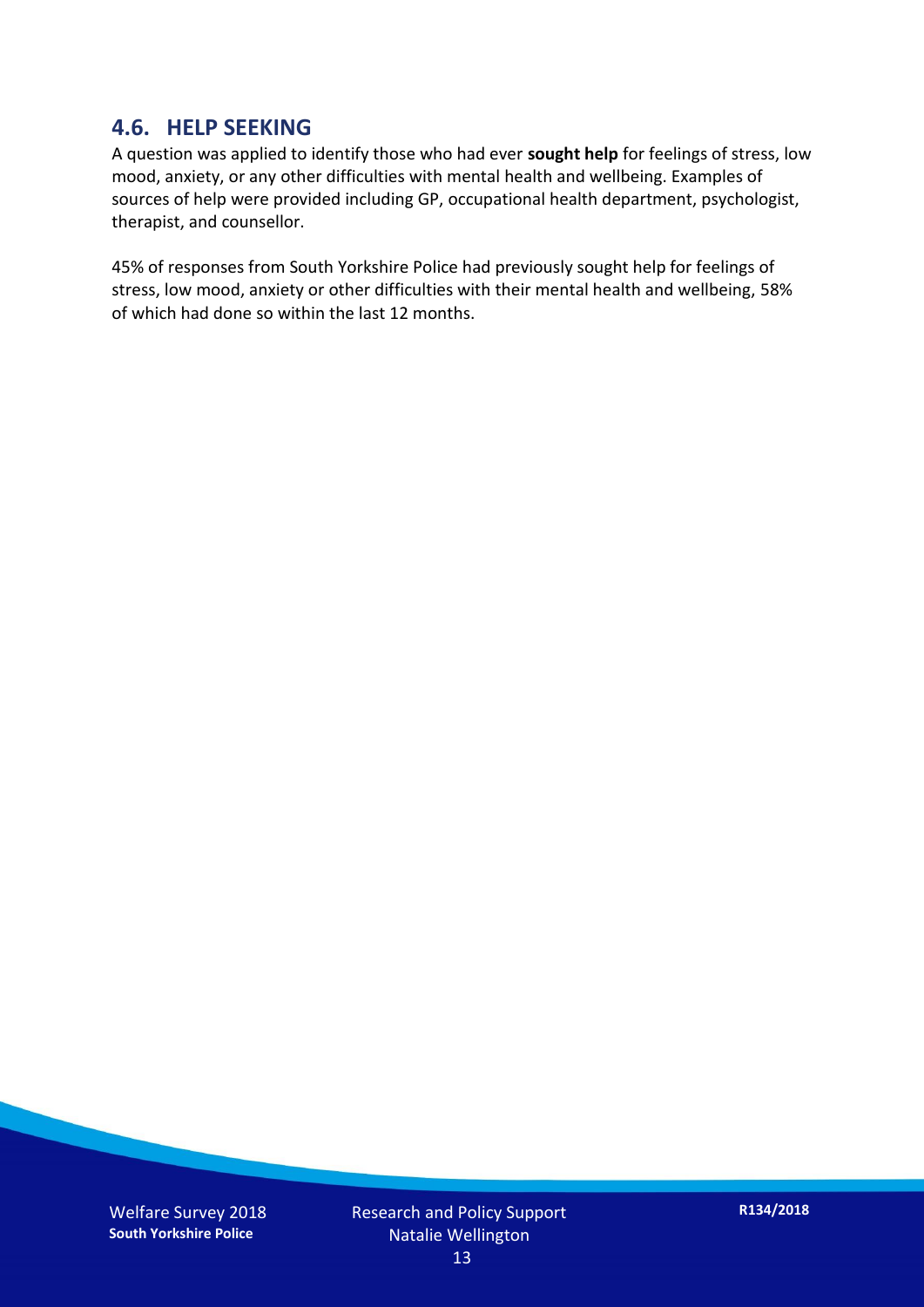## 4.6. HELP SEEKING

A question was applied to identify those who had ever **sought help** for feelings of stress, low mood, anxiety, or any other difficulties with mental health and wellbeing. Examples of sources of help were provided including GP, occupational health department, psychologist, therapist, and counsellor.

45% of responses from South Yorkshire Police had previously sought help for feelings of stress, low mood, anxiety or other difficulties with their mental health and wellbeing, 58% of which had done so within the last 12 months.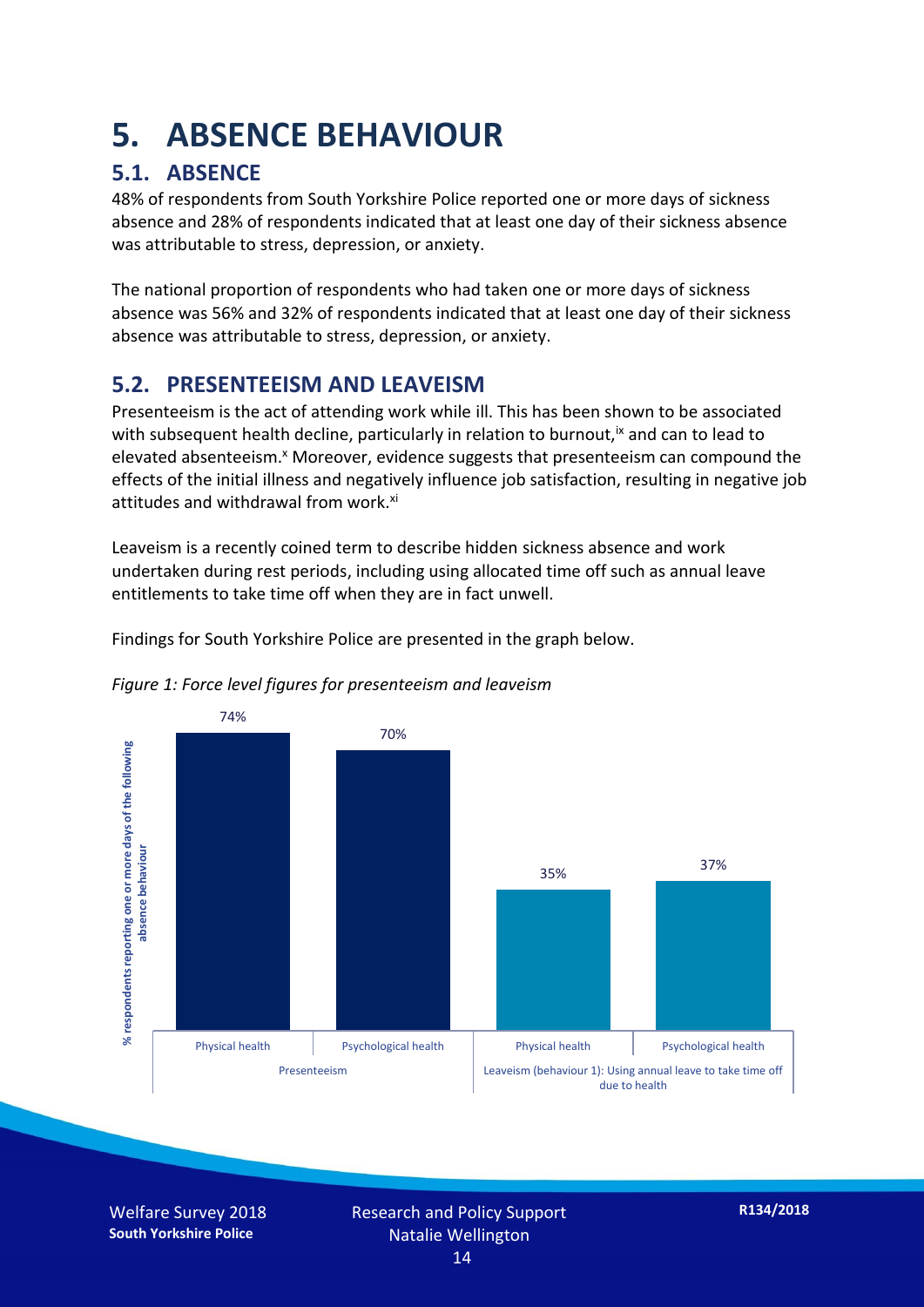# 5. ABSENCE BEHAVIOUR

## 5.1. ABSENCE

48% of respondents from South Yorkshire Police reported one or more days of sickness absence and 28% of respondents indicated that at least one day of their sickness absence was attributable to stress, depression, or anxiety.

The national proportion of respondents who had taken one or more days of sickness absence was 56% and 32% of respondents indicated that at least one day of their sickness absence was attributable to stress, depression, or anxiety.

## 5.2. PRESENTEEISM AND LEAVEISM

Presenteeism is the act of attending work while ill. This has been shown to be associated with subsequent health decline, particularly in relation to burnout,[ix] and can to lead to elevated absenteeism.[x] Moreover, evidence suggests that presenteeism can compound the effects of the initial illness and negatively influence job satisfaction, resulting in negative job attitudes and withdrawal from work.[xi]

Leaveism is a recently coined term to describe hidden sickness absence and work undertaken during rest periods, including using allocated time off such as annual leave entitlements to take time off when they are in fact unwell.

Findings for South Yorkshire Police are presented in the graph below.

*Figure 1: Force level figures for presenteeism and leaveism*

| | Presenteeism | | Leaveism (behaviour 1): Using annual leave to take time off due to health | |
|---|---|---|---|---|
| | Physical health | Psychological health | Physical health | Psychological health |
| % respondents reporting one or more days of the following absence behaviour | 74% | 70% | 35% | 37% |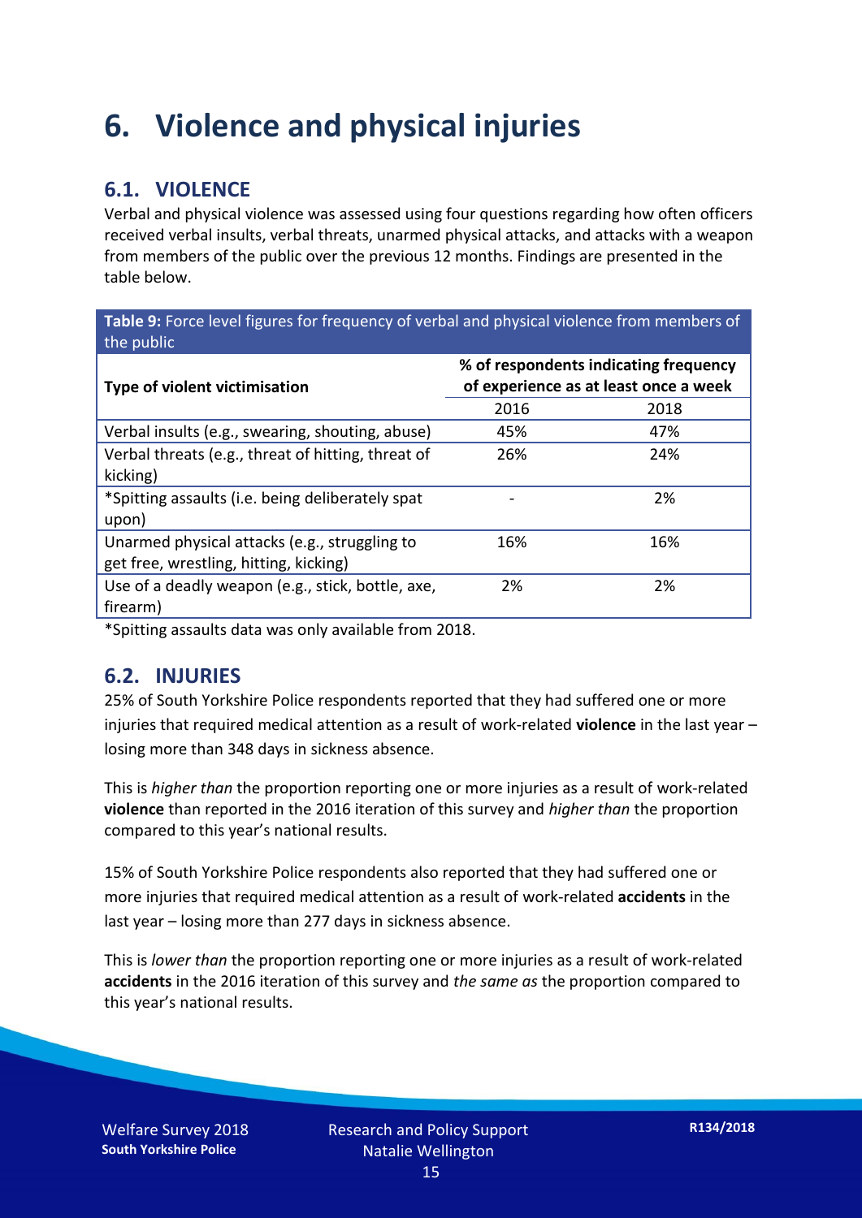# 6. Violence and physical injuries

## 6.1. VIOLENCE

Verbal and physical violence was assessed using four questions regarding how often officers received verbal insults, verbal threats, unarmed physical attacks, and attacks with a weapon from members of the public over the previous 12 months. Findings are presented in the table below.

**Table 9:** Force level figures for frequency of verbal and physical violence from members of the public

| Type of violent victimisation | % of respondents indicating frequency of experience as at least once a week | |
|---|---|---|
| | 2016 | 2018 |
| Verbal insults (e.g., swearing, shouting, abuse) | 45% | 47% |
| Verbal threats (e.g., threat of hitting, threat of kicking) | 26% | 24% |
| *Spitting assaults (i.e. being deliberately spat upon) | - | 2% |
| Unarmed physical attacks (e.g., struggling to get free, wrestling, hitting, kicking) | 16% | 16% |
| Use of a deadly weapon (e.g., stick, bottle, axe, firearm) | 2% | 2% |

*Spitting assaults data was only available from 2018.

## 6.2. INJURIES

25% of South Yorkshire Police respondents reported that they had suffered one or more injuries that required medical attention as a result of work-related **violence** in the last year – losing more than 348 days in sickness absence.

This is *higher than* the proportion reporting one or more injuries as a result of work-related **violence** than reported in the 2016 iteration of this survey and *higher than* the proportion compared to this year's national results.

15% of South Yorkshire Police respondents also reported that they had suffered one or more injuries that required medical attention as a result of work-related **accidents** in the last year – losing more than 277 days in sickness absence.

This is *lower than* the proportion reporting one or more injuries as a result of work-related **accidents** in the 2016 iteration of this survey and *the same as* the proportion compared to this year's national results.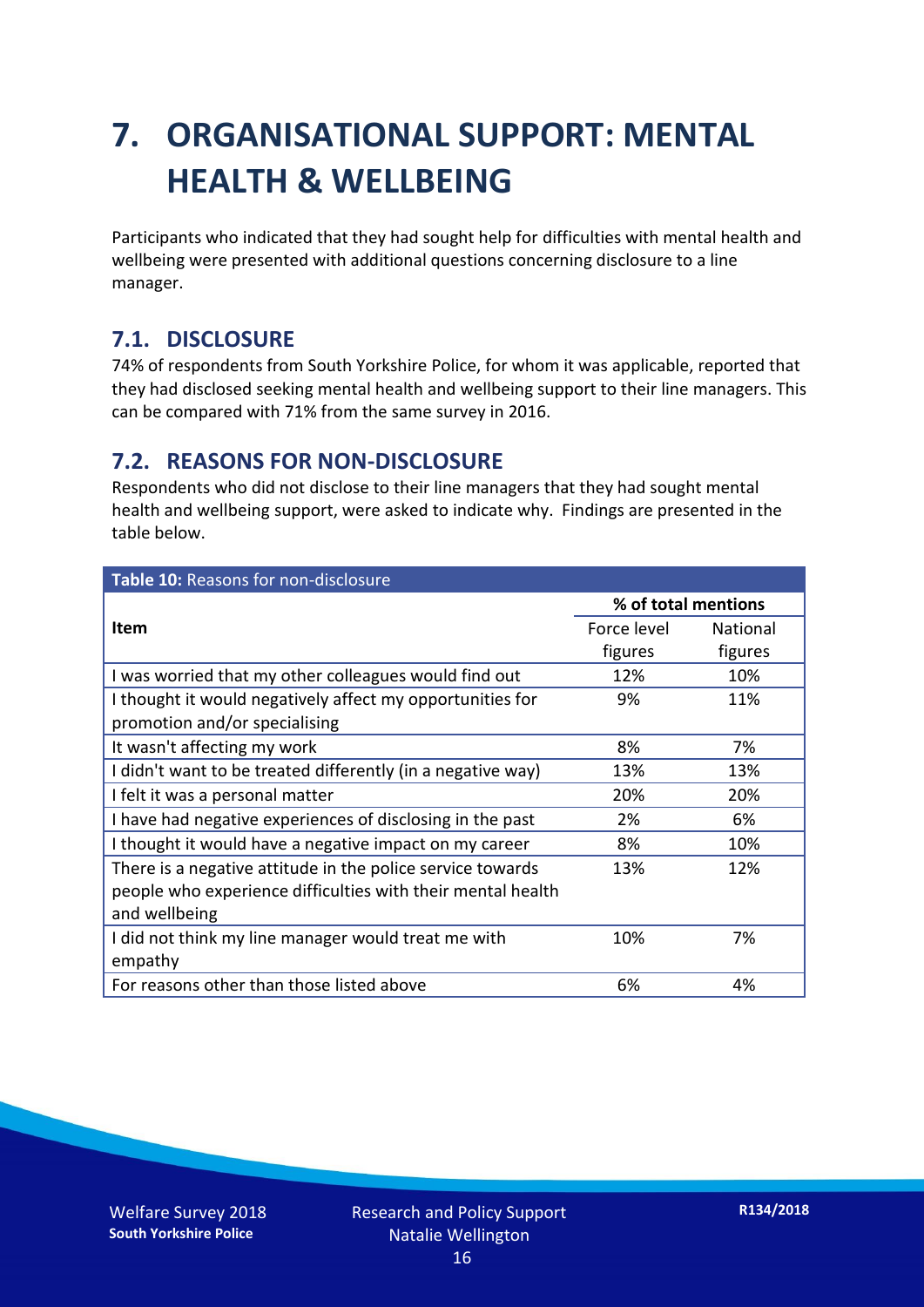# 7. ORGANISATIONAL SUPPORT: MENTAL HEALTH & WELLBEING

Participants who indicated that they had sought help for difficulties with mental health and wellbeing were presented with additional questions concerning disclosure to a line manager.

## 7.1. DISCLOSURE

74% of respondents from South Yorkshire Police, for whom it was applicable, reported that they had disclosed seeking mental health and wellbeing support to their line managers. This can be compared with 71% from the same survey in 2016.

## 7.2. REASONS FOR NON-DISCLOSURE

Respondents who did not disclose to their line managers that they had sought mental health and wellbeing support, were asked to indicate why. Findings are presented in the table below.

**Table 10:** Reasons for non-disclosure

| Item | % of total mentions | |
|---|---|---|
| | Force level figures | National figures |
| I was worried that my other colleagues would find out | 12% | 10% |
| I thought it would negatively affect my opportunities for promotion and/or specialising | 9% | 11% |
| It wasn't affecting my work | 8% | 7% |
| I didn't want to be treated differently (in a negative way) | 13% | 13% |
| I felt it was a personal matter | 20% | 20% |
| I have had negative experiences of disclosing in the past | 2% | 6% |
| I thought it would have a negative impact on my career | 8% | 10% |
| There is a negative attitude in the police service towards people who experience difficulties with their mental health and wellbeing | 13% | 12% |
| I did not think my line manager would treat me with empathy | 10% | 7% |
| For reasons other than those listed above | 6% | 4% |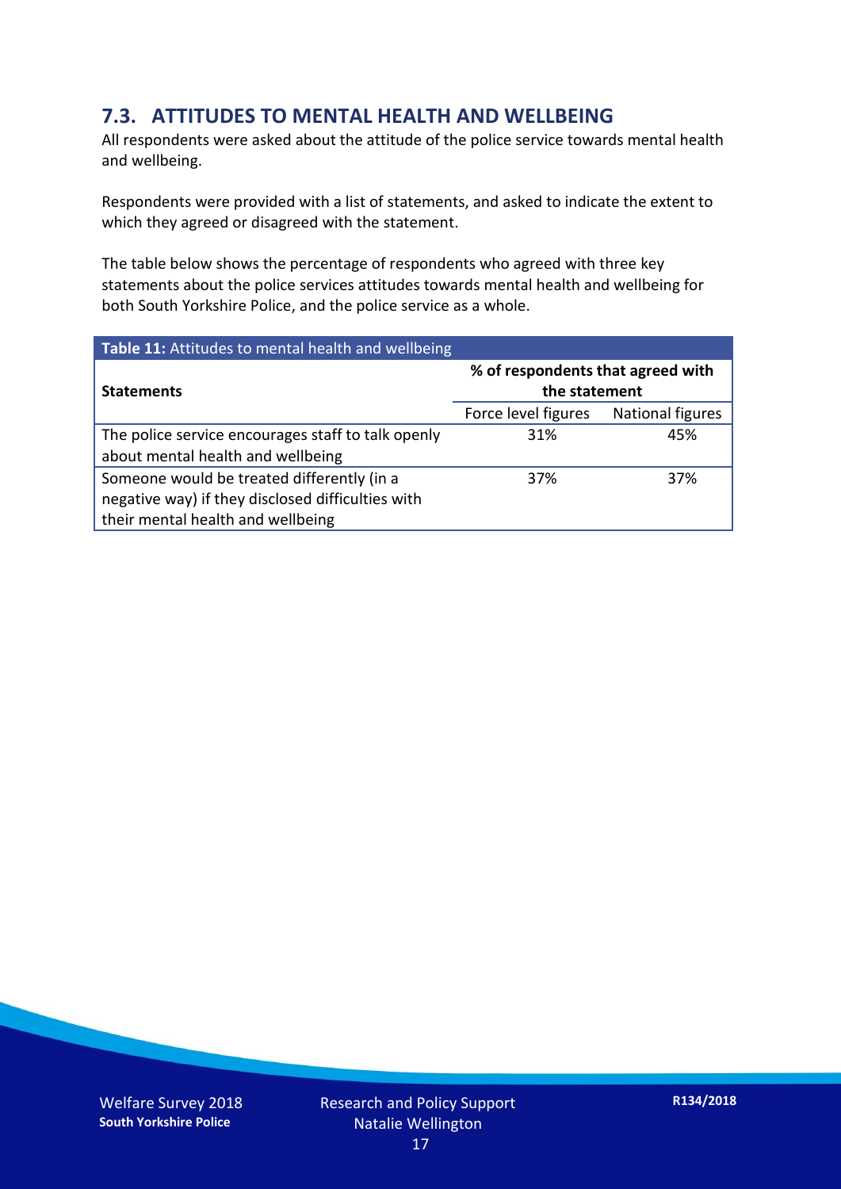## 7.3. ATTITUDES TO MENTAL HEALTH AND WELLBEING

All respondents were asked about the attitude of the police service towards mental health and wellbeing.

Respondents were provided with a list of statements, and asked to indicate the extent to which they agreed or disagreed with the statement.

The table below shows the percentage of respondents who agreed with three key statements about the police services attitudes towards mental health and wellbeing for both South Yorkshire Police, and the police service as a whole.

**Table 11:** Attitudes to mental health and wellbeing

| **Statements** | **% of respondents that agreed with the statement** | |
|---|---|---|
| | Force level figures | National figures |
| The police service encourages staff to talk openly about mental health and wellbeing | 31% | 45% |
| Someone would be treated differently (in a negative way) if they disclosed difficulties with their mental health and wellbeing | 37% | 37% |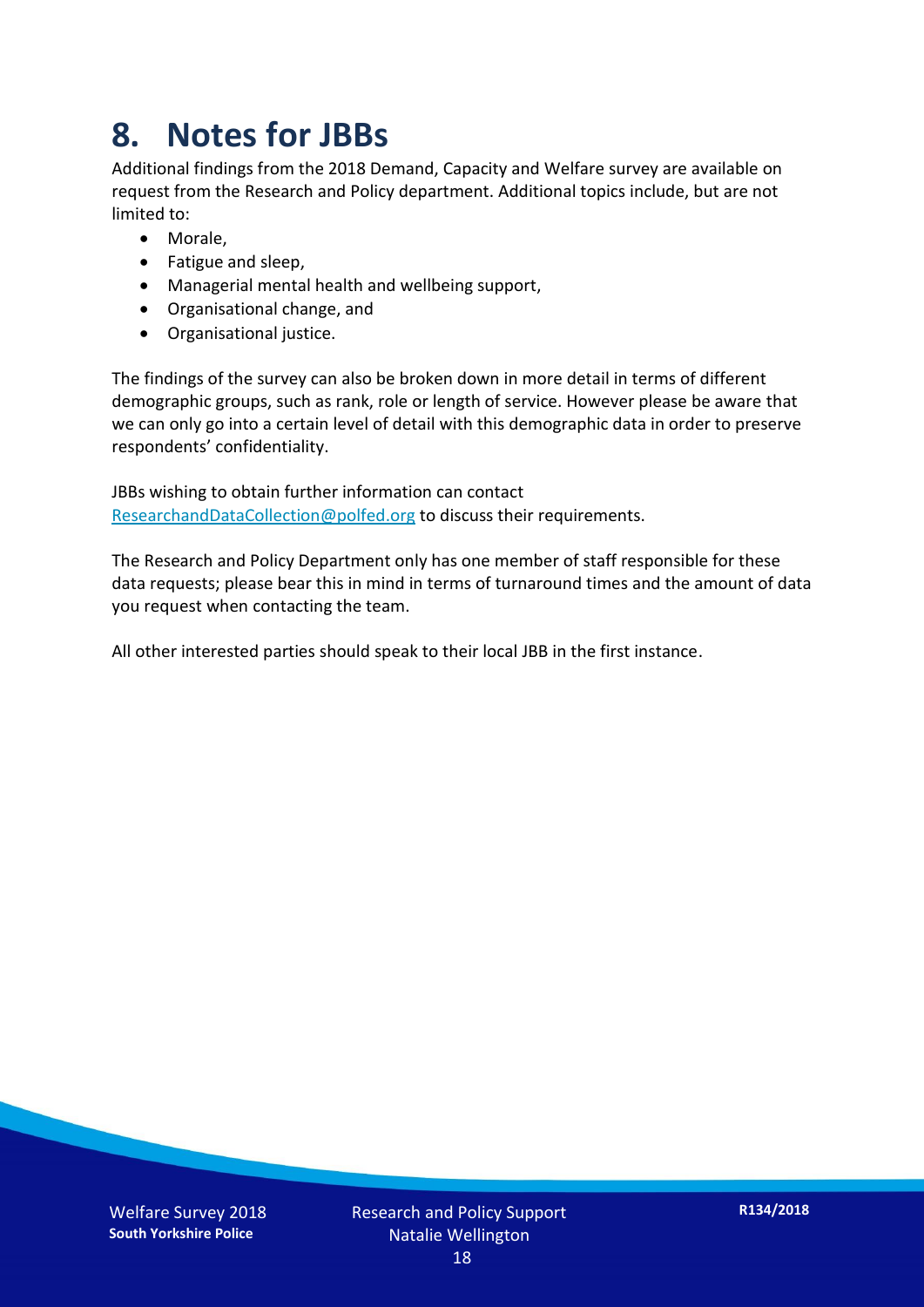# 8. Notes for JBBs

Additional findings from the 2018 Demand, Capacity and Welfare survey are available on request from the Research and Policy department. Additional topics include, but are not limited to:

- Morale,
- Fatigue and sleep,
- Managerial mental health and wellbeing support,
- Organisational change, and
- Organisational justice.

The findings of the survey can also be broken down in more detail in terms of different demographic groups, such as rank, role or length of service. However please be aware that we can only go into a certain level of detail with this demographic data in order to preserve respondents' confidentiality.

JBBs wishing to obtain further information can contact ResearchandDataCollection@polfed.org to discuss their requirements.

The Research and Policy Department only has one member of staff responsible for these data requests; please bear this in mind in terms of turnaround times and the amount of data you request when contacting the team.

All other interested parties should speak to their local JBB in the first instance.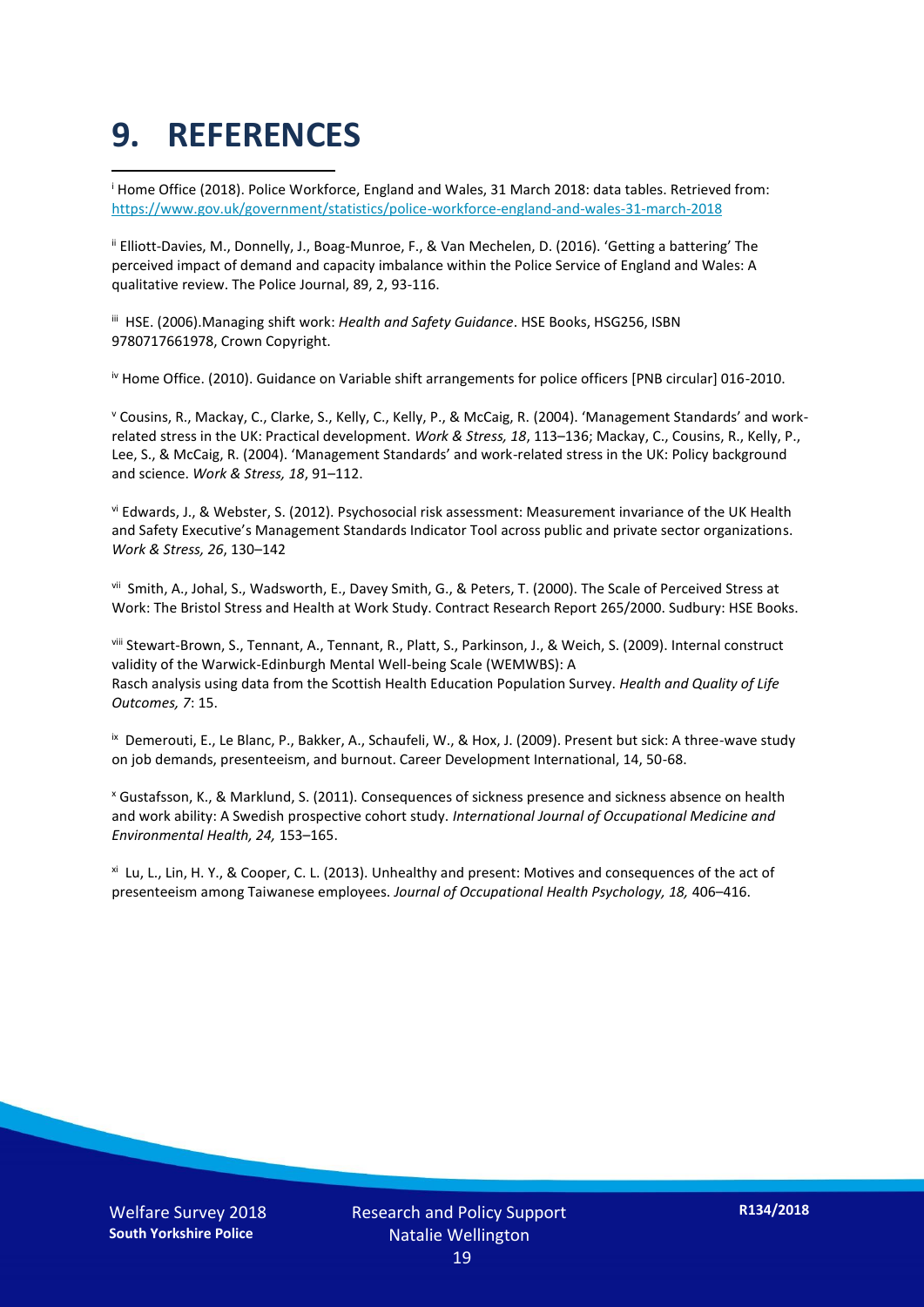# 9. REFERENCES

[i] Home Office (2018). Police Workforce, England and Wales, 31 March 2018: data tables. Retrieved from: https://www.gov.uk/government/statistics/police-workforce-england-and-wales-31-march-2018

[ii] Elliott-Davies, M., Donnelly, J., Boag-Munroe, F., & Van Mechelen, D. (2016). 'Getting a battering' The perceived impact of demand and capacity imbalance within the Police Service of England and Wales: A qualitative review. The Police Journal, 89, 2, 93-116.

[iii] HSE. (2006).Managing shift work: *Health and Safety Guidance*. HSE Books, HSG256, ISBN 9780717661978, Crown Copyright.

[iv] Home Office. (2010). Guidance on Variable shift arrangements for police officers [PNB circular] 016-2010.

[v] Cousins, R., Mackay, C., Clarke, S., Kelly, C., Kelly, P., & McCaig, R. (2004). 'Management Standards' and work-related stress in the UK: Practical development. *Work & Stress, 18*, 113–136; Mackay, C., Cousins, R., Kelly, P., Lee, S., & McCaig, R. (2004). 'Management Standards' and work-related stress in the UK: Policy background and science. *Work & Stress, 18*, 91–112.

[vi] Edwards, J., & Webster, S. (2012). Psychosocial risk assessment: Measurement invariance of the UK Health and Safety Executive's Management Standards Indicator Tool across public and private sector organizations. *Work & Stress, 26*, 130–142

[vii] Smith, A., Johal, S., Wadsworth, E., Davey Smith, G., & Peters, T. (2000). The Scale of Perceived Stress at Work: The Bristol Stress and Health at Work Study. Contract Research Report 265/2000. Sudbury: HSE Books.

[viii] Stewart-Brown, S., Tennant, A., Tennant, R., Platt, S., Parkinson, J., & Weich, S. (2009). Internal construct validity of the Warwick-Edinburgh Mental Well-being Scale (WEMWBS): A
Rasch analysis using data from the Scottish Health Education Population Survey. *Health and Quality of Life Outcomes, 7*: 15.

[ix] Demerouti, E., Le Blanc, P., Bakker, A., Schaufeli, W., & Hox, J. (2009). Present but sick: A three-wave study on job demands, presenteeism, and burnout. Career Development International, 14, 50-68.

[x] Gustafsson, K., & Marklund, S. (2011). Consequences of sickness presence and sickness absence on health and work ability: A Swedish prospective cohort study. *International Journal of Occupational Medicine and Environmental Health, 24,* 153–165.

[xi] Lu, L., Lin, H. Y., & Cooper, C. L. (2013). Unhealthy and present: Motives and consequences of the act of presenteeism among Taiwanese employees. *Journal of Occupational Health Psychology, 18,* 406–416.